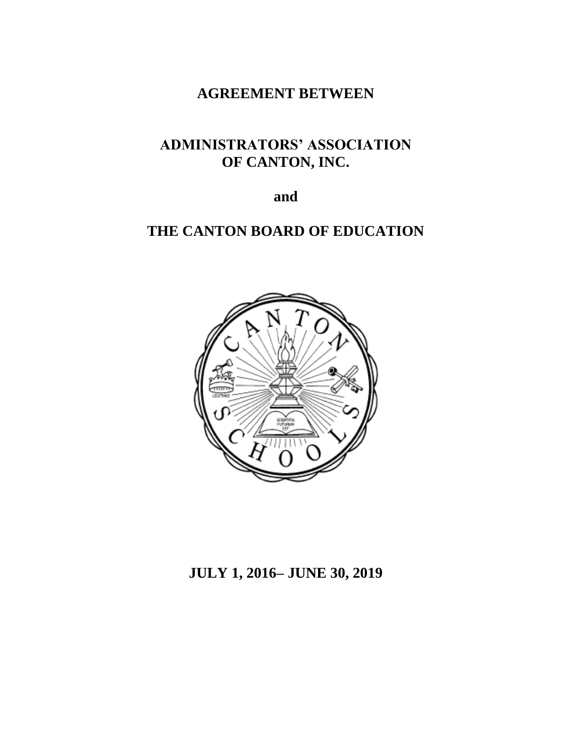# AGREEMENT BETWEEN

# ADMINISTRATORS' ASSOCIATION OF CANTON, INC.

**and**

# THE CANTON BOARD OF EDUCATION

**JULY 1, 2016– JUNE 30, 2019**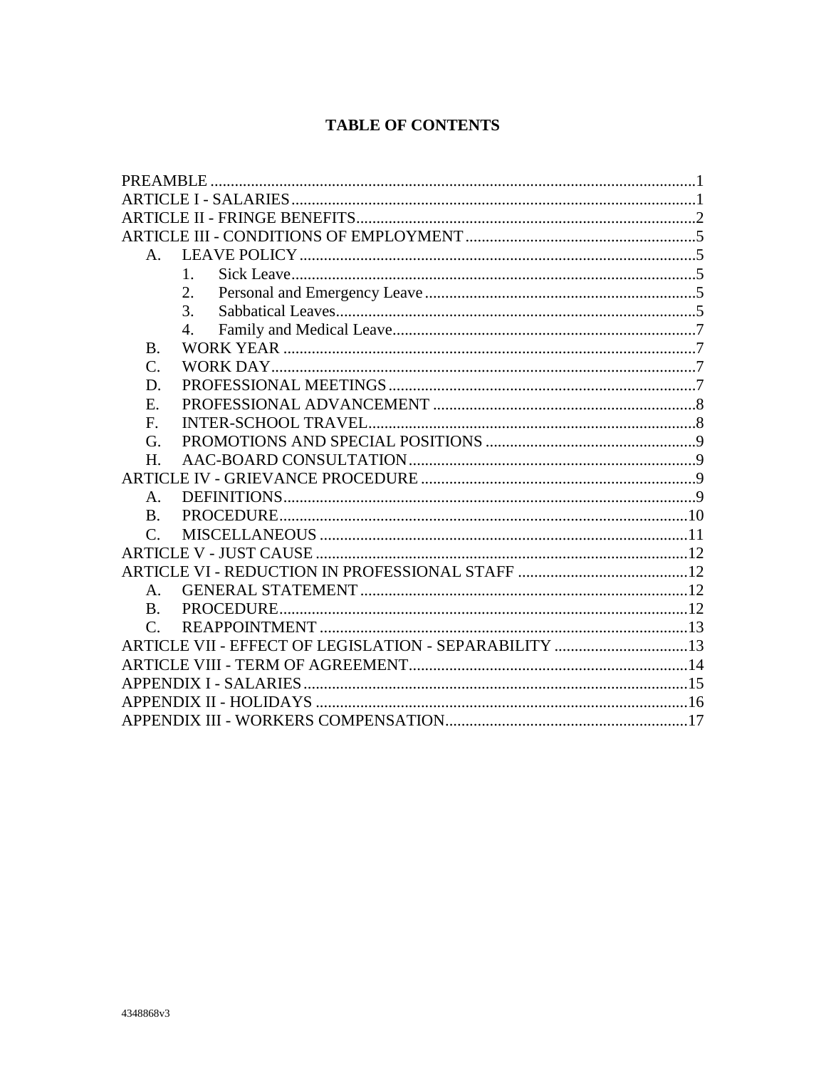# TABLE OF CONTENTS

PREAMBLE ........................................................................................................ 1
ARTICLE I - SALARIES ..................................................................................... 1
ARTICLE II - FRINGE BENEFITS ....................................................................... 2
ARTICLE III - CONDITIONS OF EMPLOYMENT ............................................... 5
- A. LEAVE POLICY ....................................................................................... 5
  - 1. Sick Leave .......................................................................................... 5
  - 2. Personal and Emergency Leave ........................................................... 5
  - 3. Sabbatical Leaves ................................................................................ 5
  - 4. Family and Medical Leave .................................................................... 7
- B. WORK YEAR ........................................................................................... 7
- C. WORK DAY ............................................................................................. 7
- D. PROFESSIONAL MEETINGS ..................................................................... 7
- E. PROFESSIONAL ADVANCEMENT .............................................................. 8
- F. INTER-SCHOOL TRAVEL .......................................................................... 8
- G. PROMOTIONS AND SPECIAL POSITIONS .................................................. 9
- H. AAC-BOARD CONSULTATION .................................................................. 9

ARTICLE IV - GRIEVANCE PROCEDURE ........................................................... 9
- A. DEFINITIONS .......................................................................................... 9
- B. PROCEDURE .......................................................................................... 10
- C. MISCELLANEOUS .................................................................................... 11

ARTICLE V - JUST CAUSE ................................................................................ 12
ARTICLE VI - REDUCTION IN PROFESSIONAL STAFF ........................................ 12
- A. GENERAL STATEMENT ............................................................................ 12
- B. PROCEDURE .......................................................................................... 12
- C. REAPPOINTMENT .................................................................................... 13

ARTICLE VII - EFFECT OF LEGISLATION - SEPARABILITY ................................ 13
ARTICLE VIII - TERM OF AGREEMENT ............................................................. 14
APPENDIX I - SALARIES ................................................................................... 15
APPENDIX II - HOLIDAYS .................................................................................. 16
APPENDIX III - WORKERS COMPENSATION ....................................................... 17

4348868v3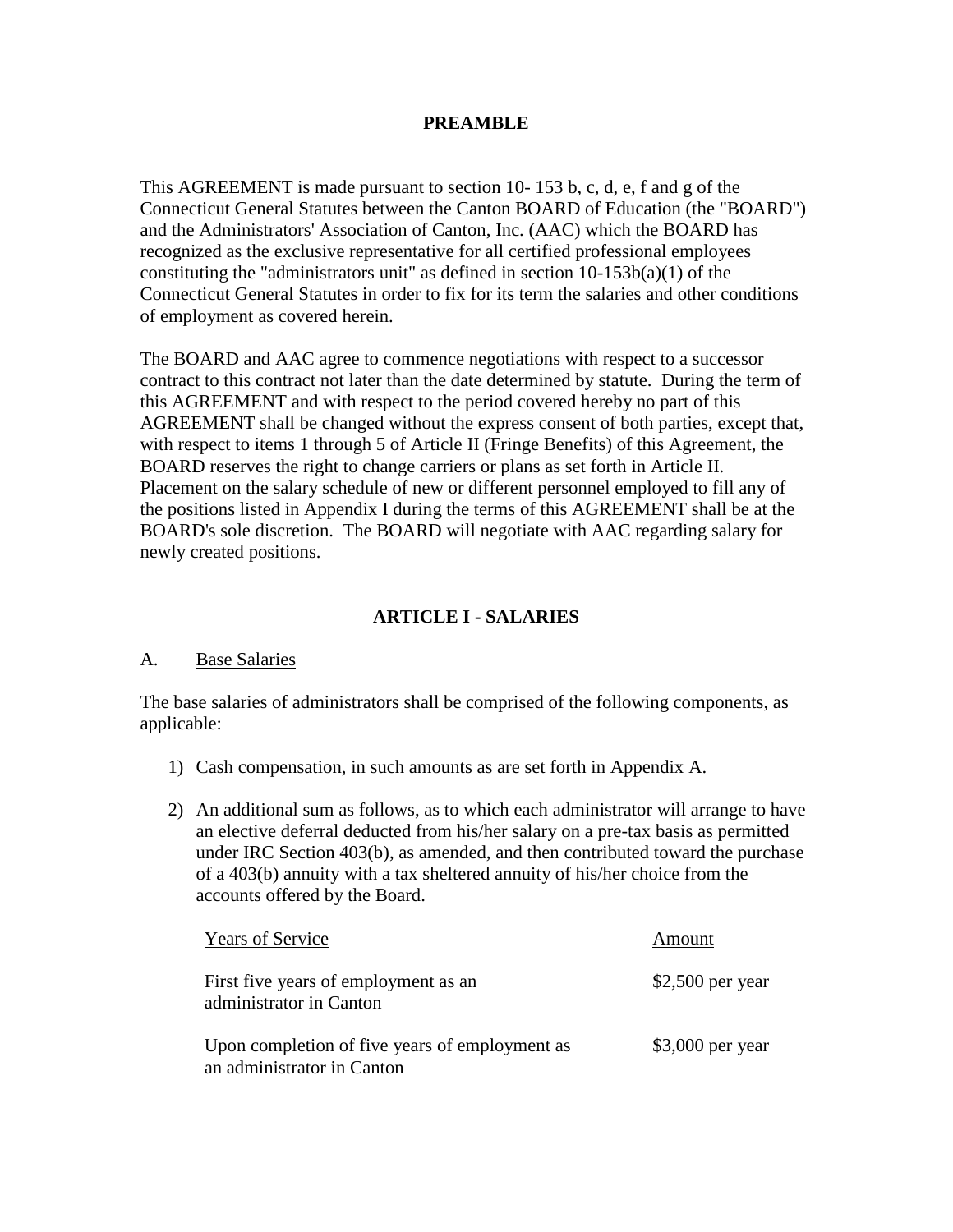## PREAMBLE

This AGREEMENT is made pursuant to section 10- 153 b, c, d, e, f and g of the Connecticut General Statutes between the Canton BOARD of Education (the "BOARD") and the Administrators' Association of Canton, Inc. (AAC) which the BOARD has recognized as the exclusive representative for all certified professional employees constituting the "administrators unit" as defined in section 10-153b(a)(1) of the Connecticut General Statutes in order to fix for its term the salaries and other conditions of employment as covered herein.

The BOARD and AAC agree to commence negotiations with respect to a successor contract to this contract not later than the date determined by statute. During the term of this AGREEMENT and with respect to the period covered hereby no part of this AGREEMENT shall be changed without the express consent of both parties, except that, with respect to items 1 through 5 of Article II (Fringe Benefits) of this Agreement, the BOARD reserves the right to change carriers or plans as set forth in Article II. Placement on the salary schedule of new or different personnel employed to fill any of the positions listed in Appendix I during the terms of this AGREEMENT shall be at the BOARD's sole discretion. The BOARD will negotiate with AAC regarding salary for newly created positions.

## ARTICLE I - SALARIES

A. Base Salaries

The base salaries of administrators shall be comprised of the following components, as applicable:

1) Cash compensation, in such amounts as are set forth in Appendix A.

2) An additional sum as follows, as to which each administrator will arrange to have an elective deferral deducted from his/her salary on a pre-tax basis as permitted under IRC Section 403(b), as amended, and then contributed toward the purchase of a 403(b) annuity with a tax sheltered annuity of his/her choice from the accounts offered by the Board.

| Years of Service | Amount |
|---|---|
| First five years of employment as an administrator in Canton | $2,500 per year |
| Upon completion of five years of employment as an administrator in Canton | $3,000 per year |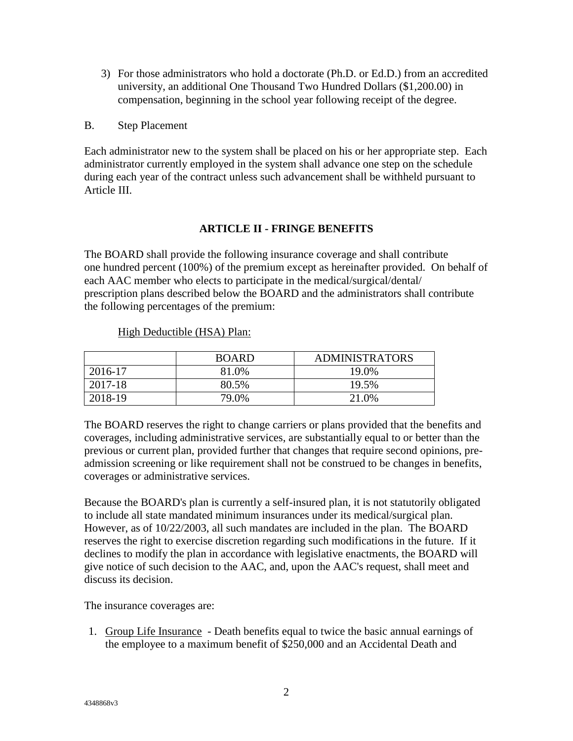3) For those administrators who hold a doctorate (Ph.D. or Ed.D.) from an accredited university, an additional One Thousand Two Hundred Dollars ($1,200.00) in compensation, beginning in the school year following receipt of the degree.

B. Step Placement

Each administrator new to the system shall be placed on his or her appropriate step. Each administrator currently employed in the system shall advance one step on the schedule during each year of the contract unless such advancement shall be withheld pursuant to Article III.

## ARTICLE II - FRINGE BENEFITS

The BOARD shall provide the following insurance coverage and shall contribute one hundred percent (100%) of the premium except as hereinafter provided. On behalf of each AAC member who elects to participate in the medical/surgical/dental/ prescription plans described below the BOARD and the administrators shall contribute the following percentages of the premium:

High Deductible (HSA) Plan:

| | BOARD | ADMINISTRATORS |
|---|---|---|
| 2016-17 | 81.0% | 19.0% |
| 2017-18 | 80.5% | 19.5% |
| 2018-19 | 79.0% | 21.0% |

The BOARD reserves the right to change carriers or plans provided that the benefits and coverages, including administrative services, are substantially equal to or better than the previous or current plan, provided further that changes that require second opinions, pre-admission screening or like requirement shall not be construed to be changes in benefits, coverages or administrative services.

Because the BOARD's plan is currently a self-insured plan, it is not statutorily obligated to include all state mandated minimum insurances under its medical/surgical plan. However, as of 10/22/2003, all such mandates are included in the plan. The BOARD reserves the right to exercise discretion regarding such modifications in the future. If it declines to modify the plan in accordance with legislative enactments, the BOARD will give notice of such decision to the AAC, and, upon the AAC's request, shall meet and discuss its decision.

The insurance coverages are:

1. Group Life Insurance - Death benefits equal to twice the basic annual earnings of the employee to a maximum benefit of $250,000 and an Accidental Death and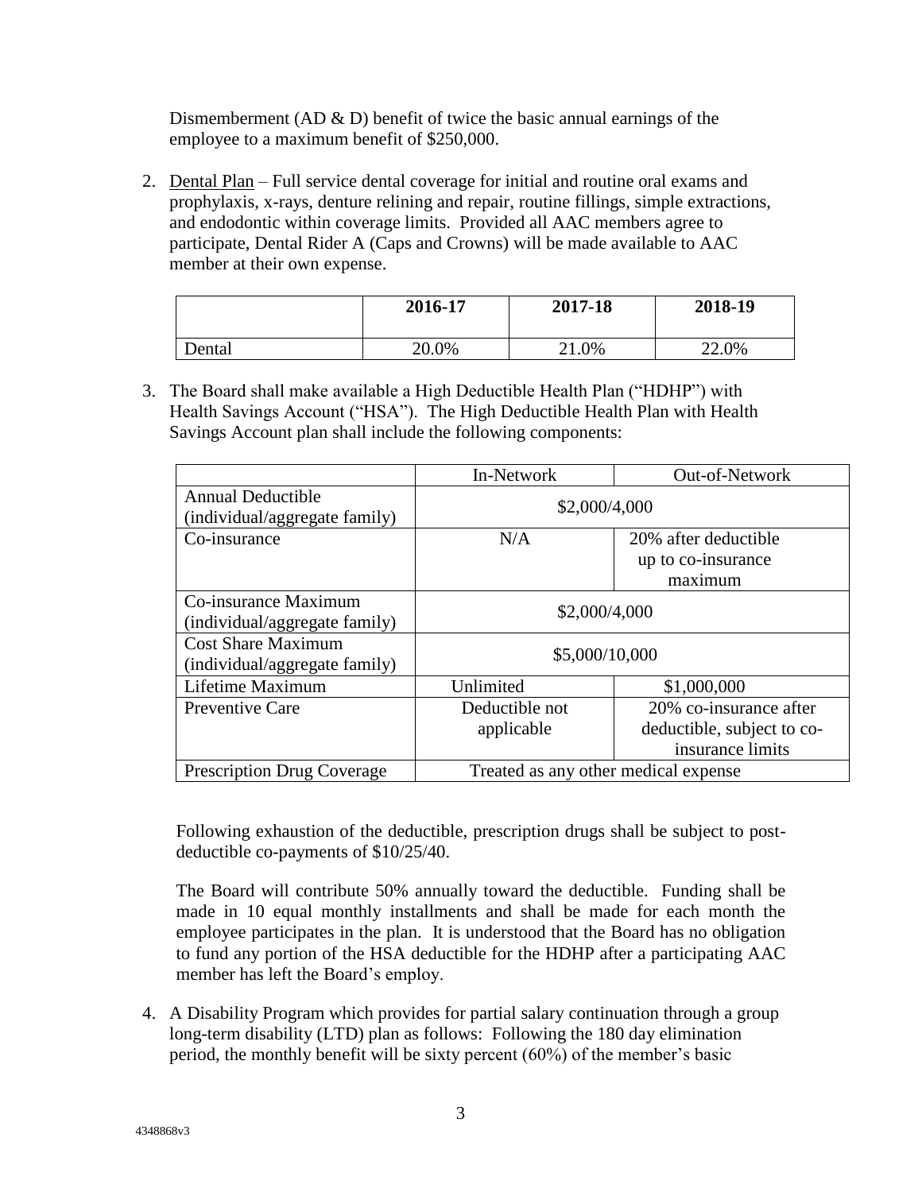Dismemberment (AD & D) benefit of twice the basic annual earnings of the employee to a maximum benefit of $250,000.

2. Dental Plan – Full service dental coverage for initial and routine oral exams and prophylaxis, x-rays, denture relining and repair, routine fillings, simple extractions, and endodontic within coverage limits. Provided all AAC members agree to participate, Dental Rider A (Caps and Crowns) will be made available to AAC member at their own expense.

| | 2016-17 | 2017-18 | 2018-19 |
|---|---|---|---|
| Dental | 20.0% | 21.0% | 22.0% |

3. The Board shall make available a High Deductible Health Plan ("HDHP") with Health Savings Account ("HSA"). The High Deductible Health Plan with Health Savings Account plan shall include the following components:

| | In-Network | Out-of-Network |
|---|---|---|
| Annual Deductible (individual/aggregate family) | $2,000/4,000 | |
| Co-insurance | N/A | 20% after deductible up to co-insurance maximum |
| Co-insurance Maximum (individual/aggregate family) | $2,000/4,000 | |
| Cost Share Maximum (individual/aggregate family) | $5,000/10,000 | |
| Lifetime Maximum | Unlimited | $1,000,000 |
| Preventive Care | Deductible not applicable | 20% co-insurance after deductible, subject to co-insurance limits |
| Prescription Drug Coverage | Treated as any other medical expense | |

Following exhaustion of the deductible, prescription drugs shall be subject to post-deductible co-payments of $10/25/40.

The Board will contribute 50% annually toward the deductible. Funding shall be made in 10 equal monthly installments and shall be made for each month the employee participates in the plan. It is understood that the Board has no obligation to fund any portion of the HSA deductible for the HDHP after a participating AAC member has left the Board's employ.

4. A Disability Program which provides for partial salary continuation through a group long-term disability (LTD) plan as follows: Following the 180 day elimination period, the monthly benefit will be sixty percent (60%) of the member's basic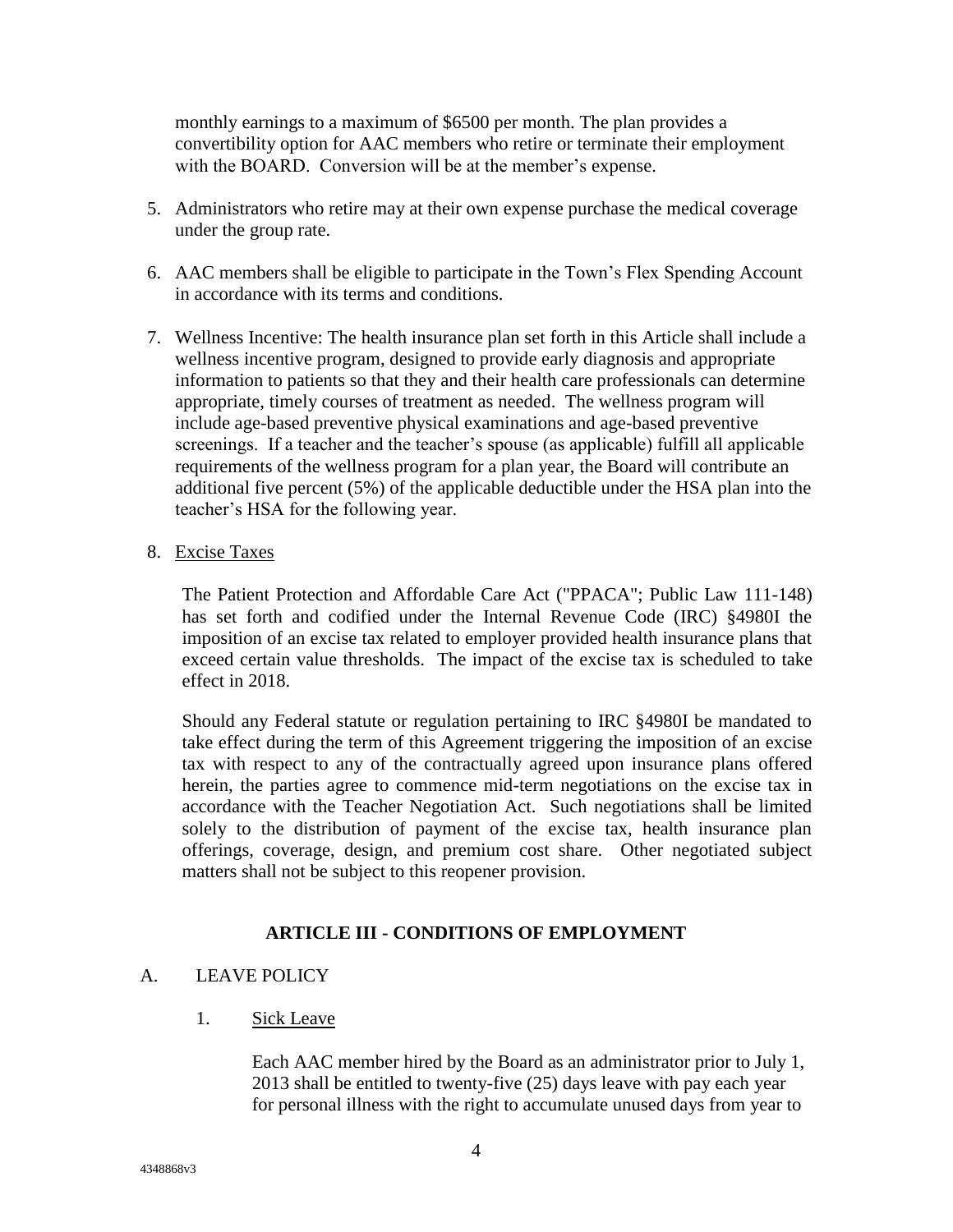monthly earnings to a maximum of $6500 per month. The plan provides a convertibility option for AAC members who retire or terminate their employment with the BOARD. Conversion will be at the member's expense.

5. Administrators who retire may at their own expense purchase the medical coverage under the group rate.

6. AAC members shall be eligible to participate in the Town's Flex Spending Account in accordance with its terms and conditions.

7. Wellness Incentive: The health insurance plan set forth in this Article shall include a wellness incentive program, designed to provide early diagnosis and appropriate information to patients so that they and their health care professionals can determine appropriate, timely courses of treatment as needed. The wellness program will include age-based preventive physical examinations and age-based preventive screenings. If a teacher and the teacher's spouse (as applicable) fulfill all applicable requirements of the wellness program for a plan year, the Board will contribute an additional five percent (5%) of the applicable deductible under the HSA plan into the teacher's HSA for the following year.

8. Excise Taxes

   The Patient Protection and Affordable Care Act ("PPACA"; Public Law 111-148) has set forth and codified under the Internal Revenue Code (IRC) §4980I the imposition of an excise tax related to employer provided health insurance plans that exceed certain value thresholds. The impact of the excise tax is scheduled to take effect in 2018.

   Should any Federal statute or regulation pertaining to IRC §4980I be mandated to take effect during the term of this Agreement triggering the imposition of an excise tax with respect to any of the contractually agreed upon insurance plans offered herein, the parties agree to commence mid-term negotiations on the excise tax in accordance with the Teacher Negotiation Act. Such negotiations shall be limited solely to the distribution of payment of the excise tax, health insurance plan offerings, coverage, design, and premium cost share. Other negotiated subject matters shall not be subject to this reopener provision.

## ARTICLE III - CONDITIONS OF EMPLOYMENT

A. LEAVE POLICY

   1. Sick Leave

      Each AAC member hired by the Board as an administrator prior to July 1, 2013 shall be entitled to twenty-five (25) days leave with pay each year for personal illness with the right to accumulate unused days from year to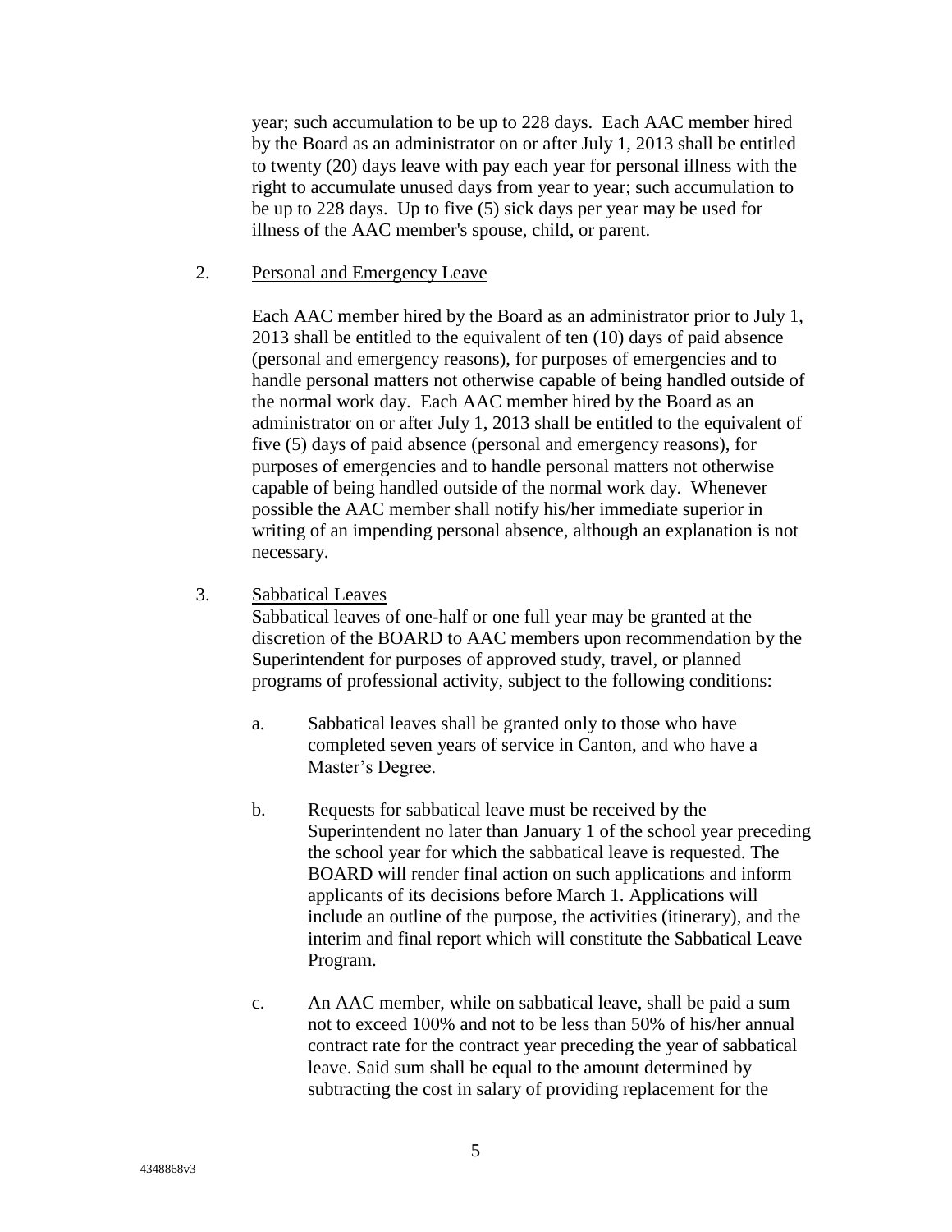year; such accumulation to be up to 228 days. Each AAC member hired by the Board as an administrator on or after July 1, 2013 shall be entitled to twenty (20) days leave with pay each year for personal illness with the right to accumulate unused days from year to year; such accumulation to be up to 228 days. Up to five (5) sick days per year may be used for illness of the AAC member's spouse, child, or parent.

2. Personal and Emergency Leave

Each AAC member hired by the Board as an administrator prior to July 1, 2013 shall be entitled to the equivalent of ten (10) days of paid absence (personal and emergency reasons), for purposes of emergencies and to handle personal matters not otherwise capable of being handled outside of the normal work day. Each AAC member hired by the Board as an administrator on or after July 1, 2013 shall be entitled to the equivalent of five (5) days of paid absence (personal and emergency reasons), for purposes of emergencies and to handle personal matters not otherwise capable of being handled outside of the normal work day. Whenever possible the AAC member shall notify his/her immediate superior in writing of an impending personal absence, although an explanation is not necessary.

3. Sabbatical Leaves

Sabbatical leaves of one-half or one full year may be granted at the discretion of the BOARD to AAC members upon recommendation by the Superintendent for purposes of approved study, travel, or planned programs of professional activity, subject to the following conditions:

a. Sabbatical leaves shall be granted only to those who have completed seven years of service in Canton, and who have a Master's Degree.

b. Requests for sabbatical leave must be received by the Superintendent no later than January 1 of the school year preceding the school year for which the sabbatical leave is requested. The BOARD will render final action on such applications and inform applicants of its decisions before March 1. Applications will include an outline of the purpose, the activities (itinerary), and the interim and final report which will constitute the Sabbatical Leave Program.

c. An AAC member, while on sabbatical leave, shall be paid a sum not to exceed 100% and not to be less than 50% of his/her annual contract rate for the contract year preceding the year of sabbatical leave. Said sum shall be equal to the amount determined by subtracting the cost in salary of providing replacement for the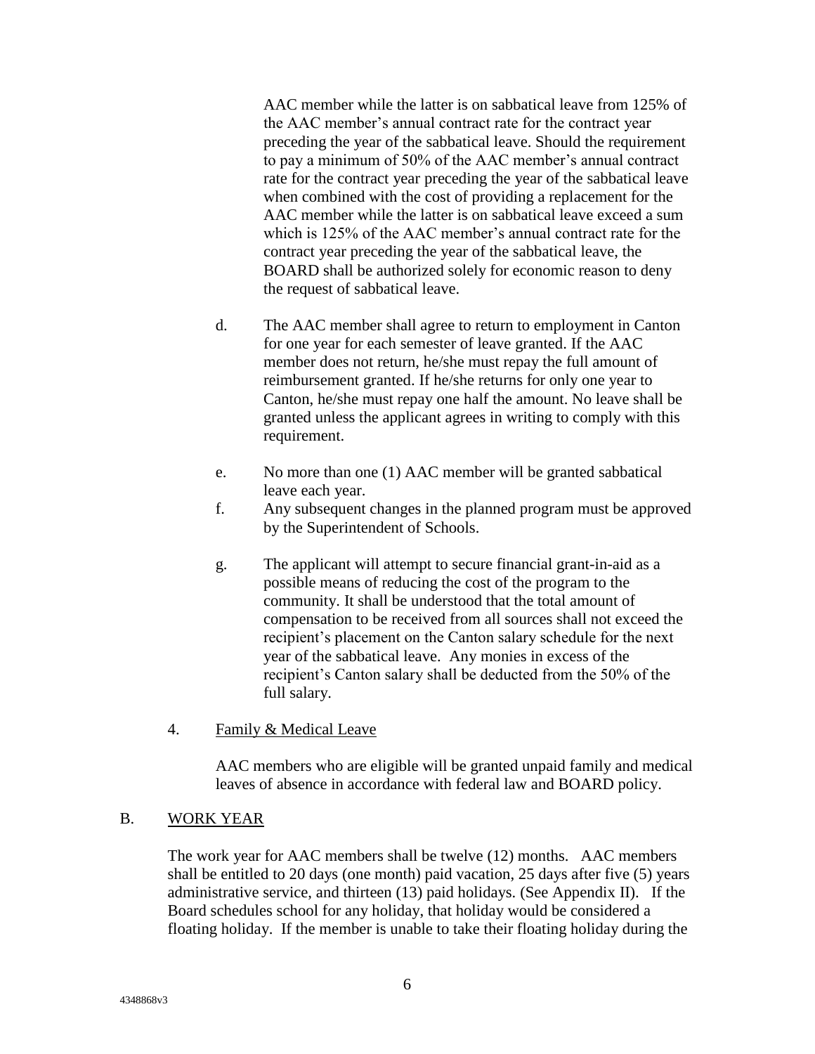AAC member while the latter is on sabbatical leave from 125% of the AAC member's annual contract rate for the contract year preceding the year of the sabbatical leave. Should the requirement to pay a minimum of 50% of the AAC member's annual contract rate for the contract year preceding the year of the sabbatical leave when combined with the cost of providing a replacement for the AAC member while the latter is on sabbatical leave exceed a sum which is 125% of the AAC member's annual contract rate for the contract year preceding the year of the sabbatical leave, the BOARD shall be authorized solely for economic reason to deny the request of sabbatical leave.

d. The AAC member shall agree to return to employment in Canton for one year for each semester of leave granted. If the AAC member does not return, he/she must repay the full amount of reimbursement granted. If he/she returns for only one year to Canton, he/she must repay one half the amount. No leave shall be granted unless the applicant agrees in writing to comply with this requirement.

e. No more than one (1) AAC member will be granted sabbatical leave each year.

f. Any subsequent changes in the planned program must be approved by the Superintendent of Schools.

g. The applicant will attempt to secure financial grant-in-aid as a possible means of reducing the cost of the program to the community. It shall be understood that the total amount of compensation to be received from all sources shall not exceed the recipient's placement on the Canton salary schedule for the next year of the sabbatical leave. Any monies in excess of the recipient's Canton salary shall be deducted from the 50% of the full salary.

4. Family & Medical Leave

AAC members who are eligible will be granted unpaid family and medical leaves of absence in accordance with federal law and BOARD policy.

## B. WORK YEAR

The work year for AAC members shall be twelve (12) months. AAC members shall be entitled to 20 days (one month) paid vacation, 25 days after five (5) years administrative service, and thirteen (13) paid holidays. (See Appendix II). If the Board schedules school for any holiday, that holiday would be considered a floating holiday. If the member is unable to take their floating holiday during the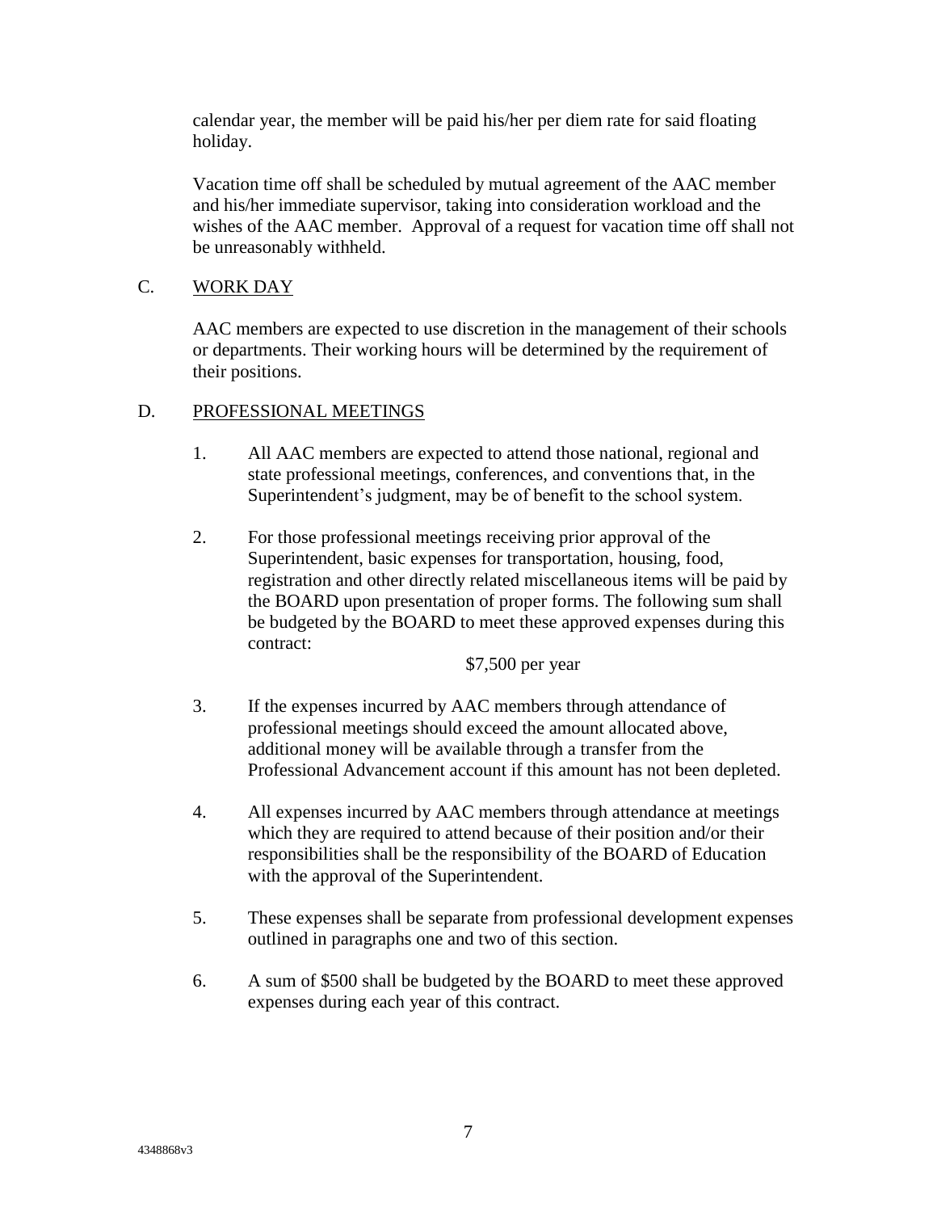calendar year, the member will be paid his/her per diem rate for said floating holiday.

Vacation time off shall be scheduled by mutual agreement of the AAC member and his/her immediate supervisor, taking into consideration workload and the wishes of the AAC member. Approval of a request for vacation time off shall not be unreasonably withheld.

C. WORK DAY

AAC members are expected to use discretion in the management of their schools or departments. Their working hours will be determined by the requirement of their positions.

D. PROFESSIONAL MEETINGS

1. All AAC members are expected to attend those national, regional and state professional meetings, conferences, and conventions that, in the Superintendent's judgment, may be of benefit to the school system.

2. For those professional meetings receiving prior approval of the Superintendent, basic expenses for transportation, housing, food, registration and other directly related miscellaneous items will be paid by the BOARD upon presentation of proper forms. The following sum shall be budgeted by the BOARD to meet these approved expenses during this contract:

   $7,500 per year

3. If the expenses incurred by AAC members through attendance of professional meetings should exceed the amount allocated above, additional money will be available through a transfer from the Professional Advancement account if this amount has not been depleted.

4. All expenses incurred by AAC members through attendance at meetings which they are required to attend because of their position and/or their responsibilities shall be the responsibility of the BOARD of Education with the approval of the Superintendent.

5. These expenses shall be separate from professional development expenses outlined in paragraphs one and two of this section.

6. A sum of $500 shall be budgeted by the BOARD to meet these approved expenses during each year of this contract.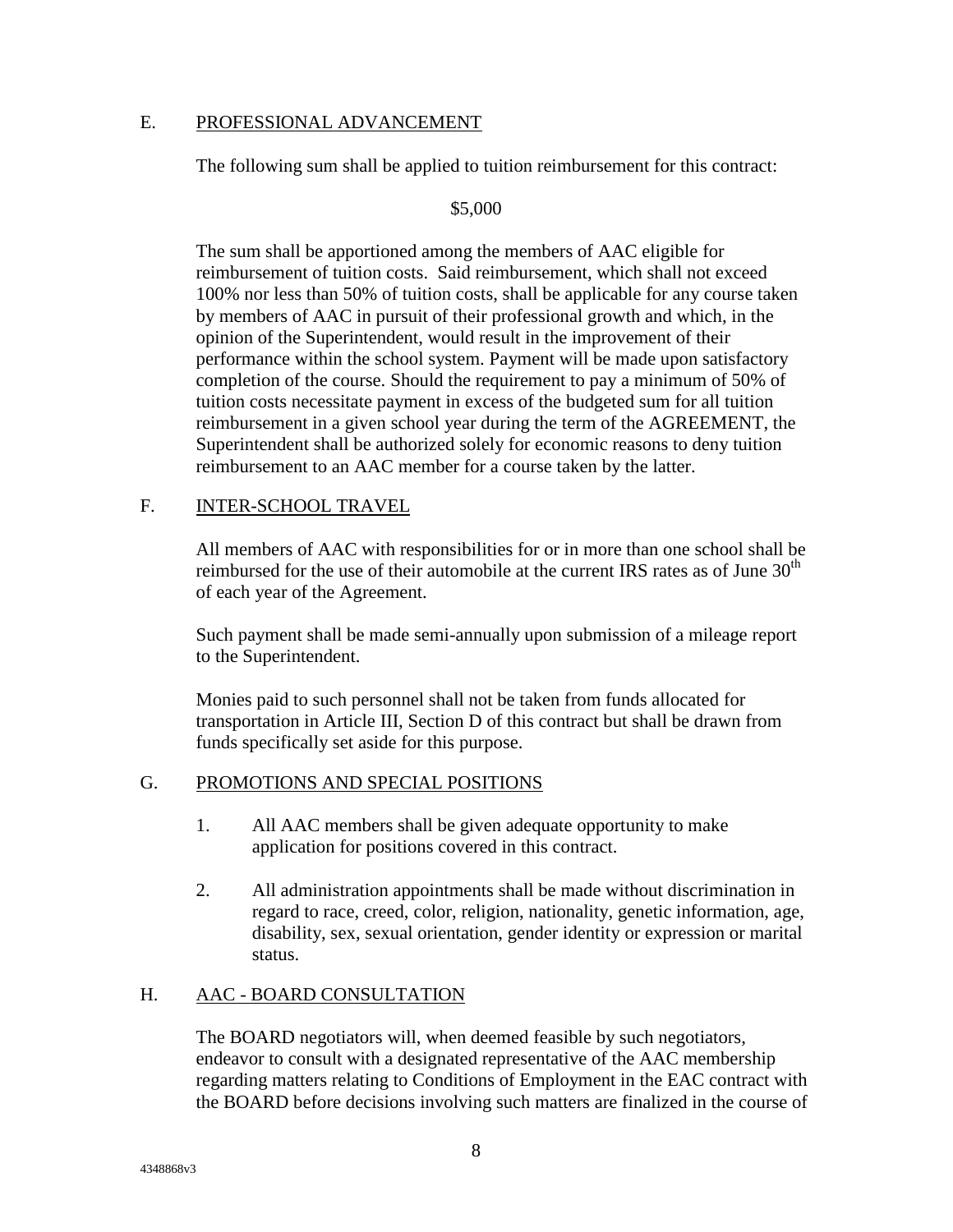## E. PROFESSIONAL ADVANCEMENT

The following sum shall be applied to tuition reimbursement for this contract:

$5,000

The sum shall be apportioned among the members of AAC eligible for reimbursement of tuition costs. Said reimbursement, which shall not exceed 100% nor less than 50% of tuition costs, shall be applicable for any course taken by members of AAC in pursuit of their professional growth and which, in the opinion of the Superintendent, would result in the improvement of their performance within the school system. Payment will be made upon satisfactory completion of the course. Should the requirement to pay a minimum of 50% of tuition costs necessitate payment in excess of the budgeted sum for all tuition reimbursement in a given school year during the term of the AGREEMENT, the Superintendent shall be authorized solely for economic reasons to deny tuition reimbursement to an AAC member for a course taken by the latter.

## F. INTER-SCHOOL TRAVEL

All members of AAC with responsibilities for or in more than one school shall be reimbursed for the use of their automobile at the current IRS rates as of June 30th of each year of the Agreement.

Such payment shall be made semi-annually upon submission of a mileage report to the Superintendent.

Monies paid to such personnel shall not be taken from funds allocated for transportation in Article III, Section D of this contract but shall be drawn from funds specifically set aside for this purpose.

## G. PROMOTIONS AND SPECIAL POSITIONS

1. All AAC members shall be given adequate opportunity to make application for positions covered in this contract.

2. All administration appointments shall be made without discrimination in regard to race, creed, color, religion, nationality, genetic information, age, disability, sex, sexual orientation, gender identity or expression or marital status.

## H. AAC - BOARD CONSULTATION

The BOARD negotiators will, when deemed feasible by such negotiators, endeavor to consult with a designated representative of the AAC membership regarding matters relating to Conditions of Employment in the EAC contract with the BOARD before decisions involving such matters are finalized in the course of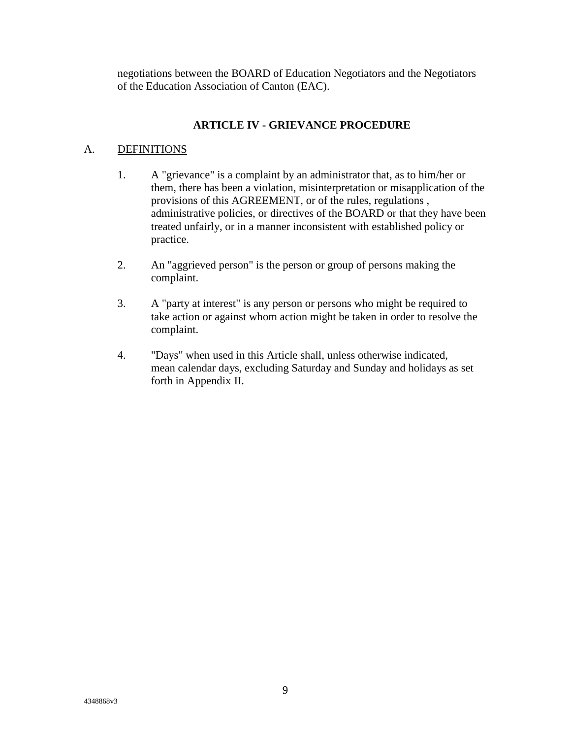negotiations between the BOARD of Education Negotiators and the Negotiators of the Education Association of Canton (EAC).

## ARTICLE IV - GRIEVANCE PROCEDURE

A. DEFINITIONS

1. A "grievance" is a complaint by an administrator that, as to him/her or them, there has been a violation, misinterpretation or misapplication of the provisions of this AGREEMENT, or of the rules, regulations , administrative policies, or directives of the BOARD or that they have been treated unfairly, or in a manner inconsistent with established policy or practice.

2. An "aggrieved person" is the person or group of persons making the complaint.

3. A "party at interest" is any person or persons who might be required to take action or against whom action might be taken in order to resolve the complaint.

4. "Days" when used in this Article shall, unless otherwise indicated, mean calendar days, excluding Saturday and Sunday and holidays as set forth in Appendix II.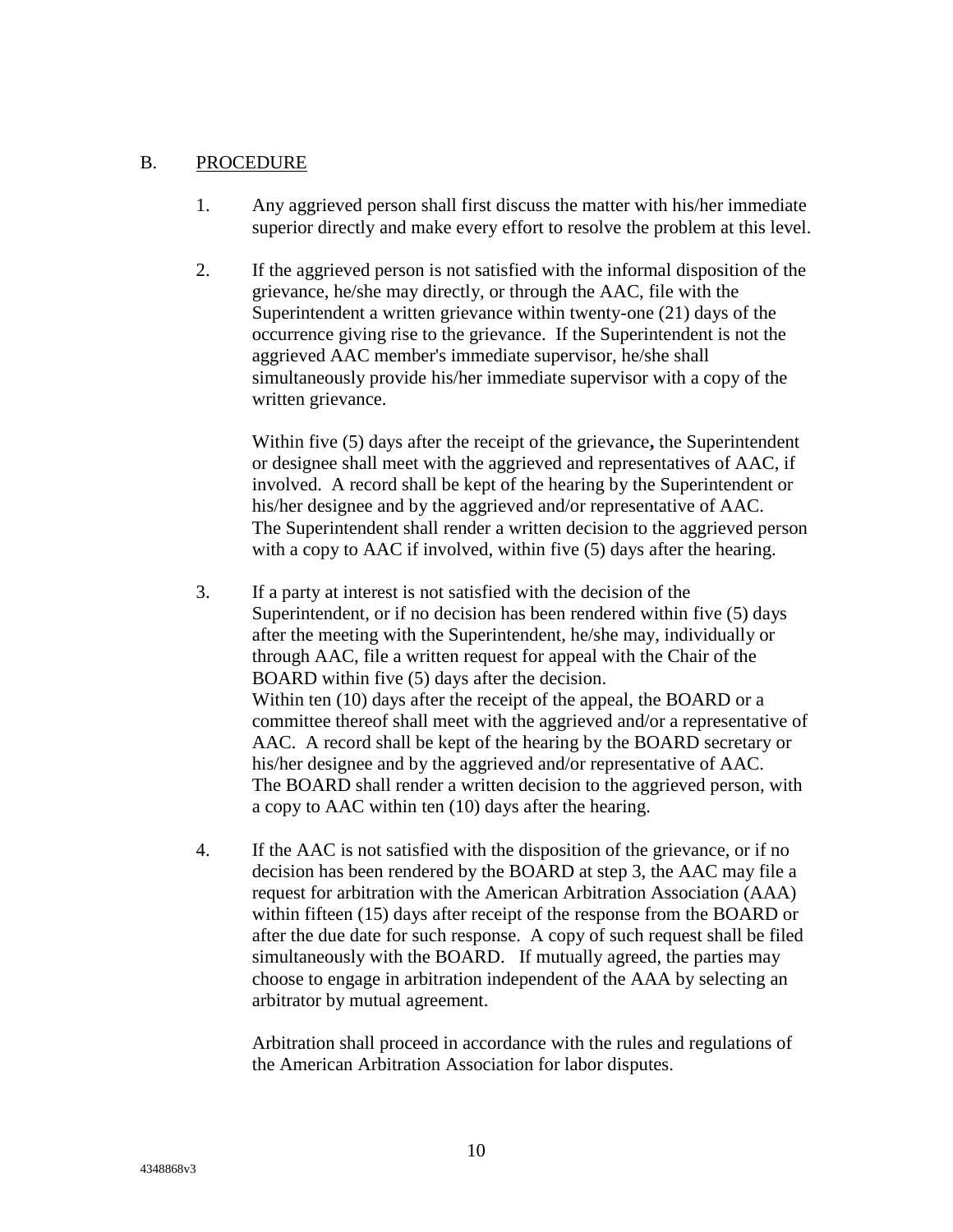## B. <u>PROCEDURE</u>

1. Any aggrieved person shall first discuss the matter with his/her immediate superior directly and make every effort to resolve the problem at this level.

2. If the aggrieved person is not satisfied with the informal disposition of the grievance, he/she may directly, or through the AAC, file with the Superintendent a written grievance within twenty-one (21) days of the occurrence giving rise to the grievance. If the Superintendent is not the aggrieved AAC member's immediate supervisor, he/she shall simultaneously provide his/her immediate supervisor with a copy of the written grievance.

   Within five (5) days after the receipt of the grievance**,** the Superintendent or designee shall meet with the aggrieved and representatives of AAC, if involved. A record shall be kept of the hearing by the Superintendent or his/her designee and by the aggrieved and/or representative of AAC. The Superintendent shall render a written decision to the aggrieved person with a copy to AAC if involved, within five (5) days after the hearing.

3. If a party at interest is not satisfied with the decision of the Superintendent, or if no decision has been rendered within five (5) days after the meeting with the Superintendent, he/she may, individually or through AAC, file a written request for appeal with the Chair of the BOARD within five (5) days after the decision.
   Within ten (10) days after the receipt of the appeal, the BOARD or a committee thereof shall meet with the aggrieved and/or a representative of AAC. A record shall be kept of the hearing by the BOARD secretary or his/her designee and by the aggrieved and/or representative of AAC. The BOARD shall render a written decision to the aggrieved person, with a copy to AAC within ten (10) days after the hearing.

4. If the AAC is not satisfied with the disposition of the grievance, or if no decision has been rendered by the BOARD at step 3, the AAC may file a request for arbitration with the American Arbitration Association (AAA) within fifteen (15) days after receipt of the response from the BOARD or after the due date for such response. A copy of such request shall be filed simultaneously with the BOARD. If mutually agreed, the parties may choose to engage in arbitration independent of the AAA by selecting an arbitrator by mutual agreement.

   Arbitration shall proceed in accordance with the rules and regulations of the American Arbitration Association for labor disputes.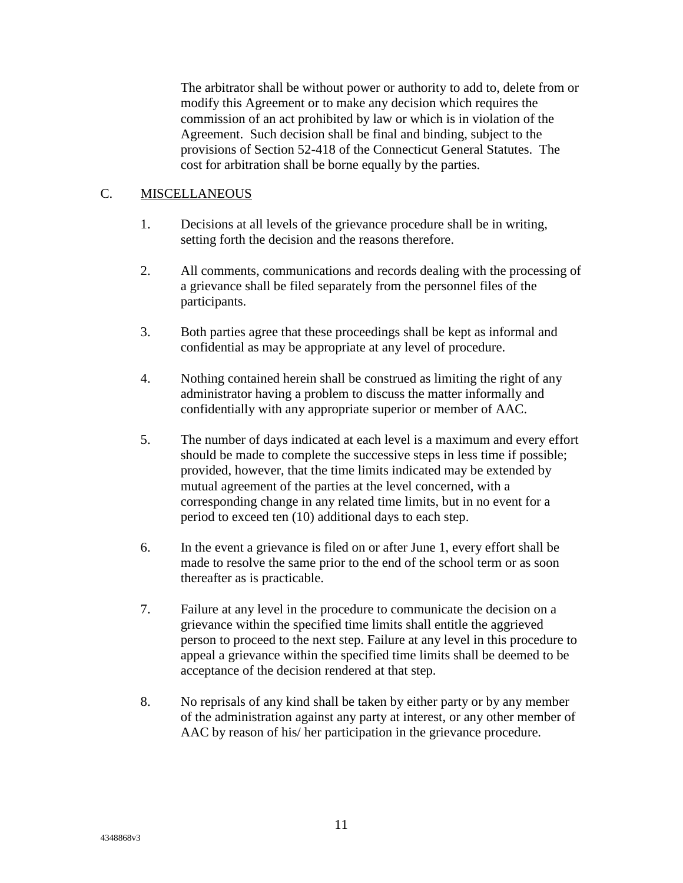The arbitrator shall be without power or authority to add to, delete from or modify this Agreement or to make any decision which requires the commission of an act prohibited by law or which is in violation of the Agreement. Such decision shall be final and binding, subject to the provisions of Section 52-418 of the Connecticut General Statutes. The cost for arbitration shall be borne equally by the parties.

## C. MISCELLANEOUS

1. Decisions at all levels of the grievance procedure shall be in writing, setting forth the decision and the reasons therefore.

2. All comments, communications and records dealing with the processing of a grievance shall be filed separately from the personnel files of the participants.

3. Both parties agree that these proceedings shall be kept as informal and confidential as may be appropriate at any level of procedure.

4. Nothing contained herein shall be construed as limiting the right of any administrator having a problem to discuss the matter informally and confidentially with any appropriate superior or member of AAC.

5. The number of days indicated at each level is a maximum and every effort should be made to complete the successive steps in less time if possible; provided, however, that the time limits indicated may be extended by mutual agreement of the parties at the level concerned, with a corresponding change in any related time limits, but in no event for a period to exceed ten (10) additional days to each step.

6. In the event a grievance is filed on or after June 1, every effort shall be made to resolve the same prior to the end of the school term or as soon thereafter as is practicable.

7. Failure at any level in the procedure to communicate the decision on a grievance within the specified time limits shall entitle the aggrieved person to proceed to the next step. Failure at any level in this procedure to appeal a grievance within the specified time limits shall be deemed to be acceptance of the decision rendered at that step.

8. No reprisals of any kind shall be taken by either party or by any member of the administration against any party at interest, or any other member of AAC by reason of his/ her participation in the grievance procedure.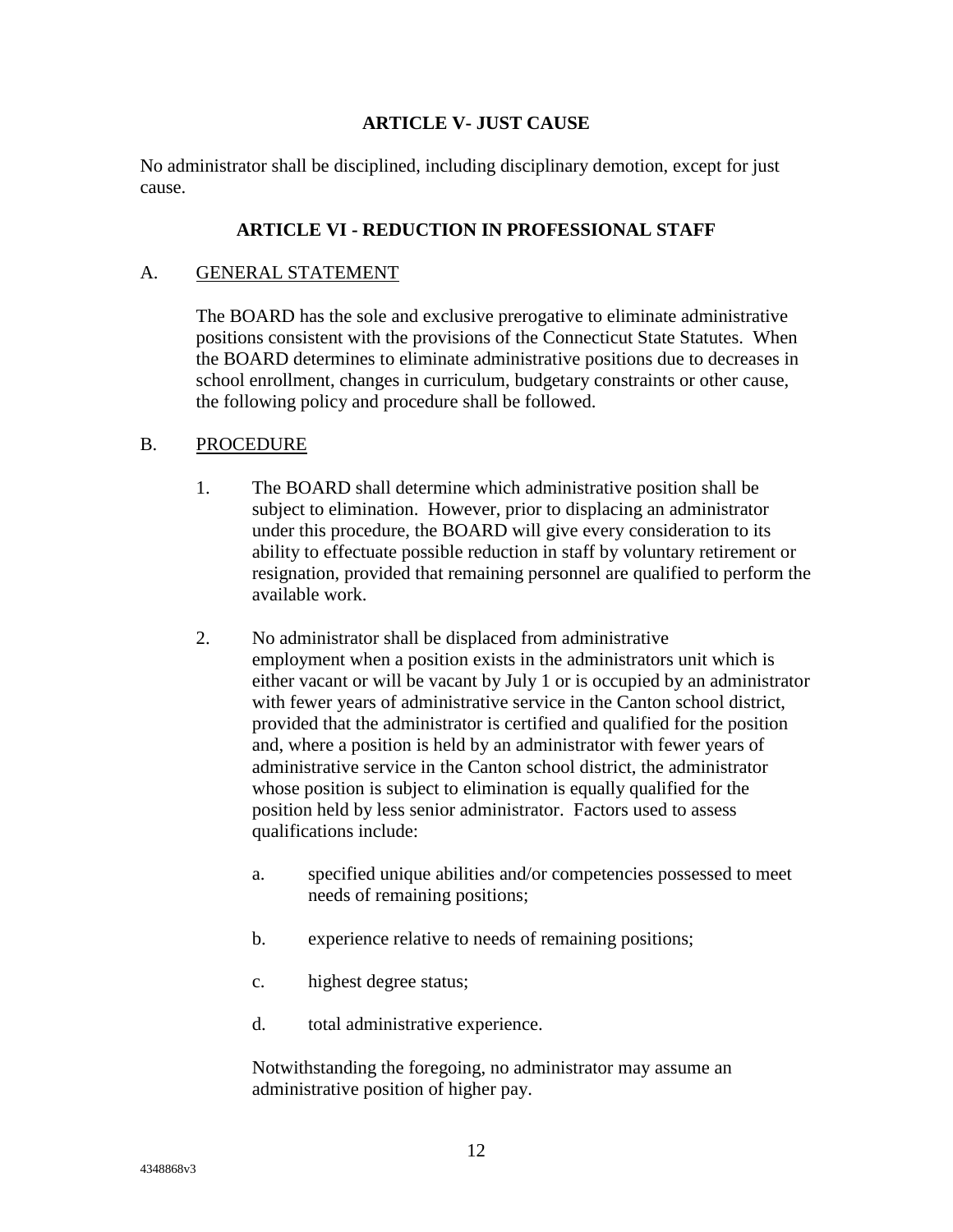## ARTICLE V- JUST CAUSE

No administrator shall be disciplined, including disciplinary demotion, except for just cause.

## ARTICLE VI - REDUCTION IN PROFESSIONAL STAFF

A. GENERAL STATEMENT

The BOARD has the sole and exclusive prerogative to eliminate administrative positions consistent with the provisions of the Connecticut State Statutes. When the BOARD determines to eliminate administrative positions due to decreases in school enrollment, changes in curriculum, budgetary constraints or other cause, the following policy and procedure shall be followed.

B. PROCEDURE

1. The BOARD shall determine which administrative position shall be subject to elimination. However, prior to displacing an administrator under this procedure, the BOARD will give every consideration to its ability to effectuate possible reduction in staff by voluntary retirement or resignation, provided that remaining personnel are qualified to perform the available work.

2. No administrator shall be displaced from administrative employment when a position exists in the administrators unit which is either vacant or will be vacant by July 1 or is occupied by an administrator with fewer years of administrative service in the Canton school district, provided that the administrator is certified and qualified for the position and, where a position is held by an administrator with fewer years of administrative service in the Canton school district, the administrator whose position is subject to elimination is equally qualified for the position held by less senior administrator. Factors used to assess qualifications include:

   a. specified unique abilities and/or competencies possessed to meet needs of remaining positions;

   b. experience relative to needs of remaining positions;

   c. highest degree status;

   d. total administrative experience.

   Notwithstanding the foregoing, no administrator may assume an administrative position of higher pay.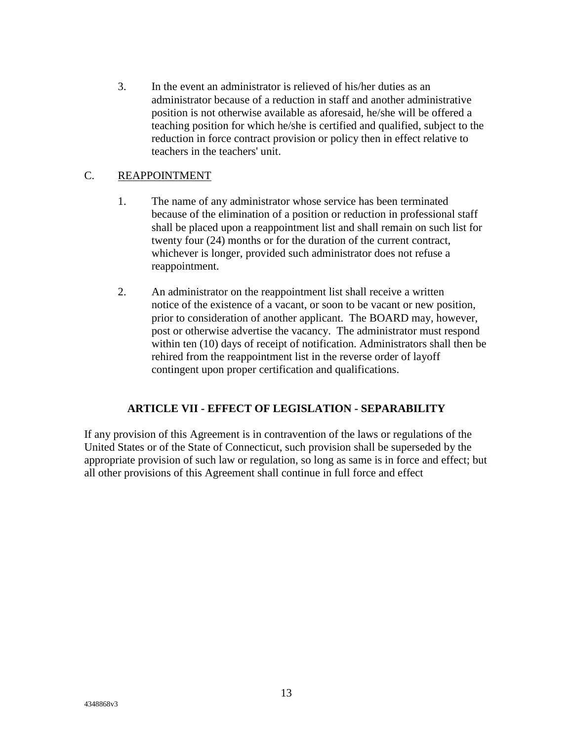3. In the event an administrator is relieved of his/her duties as an administrator because of a reduction in staff and another administrative position is not otherwise available as aforesaid, he/she will be offered a teaching position for which he/she is certified and qualified, subject to the reduction in force contract provision or policy then in effect relative to teachers in the teachers' unit.

C. REAPPOINTMENT

1. The name of any administrator whose service has been terminated because of the elimination of a position or reduction in professional staff shall be placed upon a reappointment list and shall remain on such list for twenty four (24) months or for the duration of the current contract, whichever is longer, provided such administrator does not refuse a reappointment.

2. An administrator on the reappointment list shall receive a written notice of the existence of a vacant, or soon to be vacant or new position, prior to consideration of another applicant. The BOARD may, however, post or otherwise advertise the vacancy. The administrator must respond within ten (10) days of receipt of notification. Administrators shall then be rehired from the reappointment list in the reverse order of layoff contingent upon proper certification and qualifications.

## ARTICLE VII - EFFECT OF LEGISLATION - SEPARABILITY

If any provision of this Agreement is in contravention of the laws or regulations of the United States or of the State of Connecticut, such provision shall be superseded by the appropriate provision of such law or regulation, so long as same is in force and effect; but all other provisions of this Agreement shall continue in full force and effect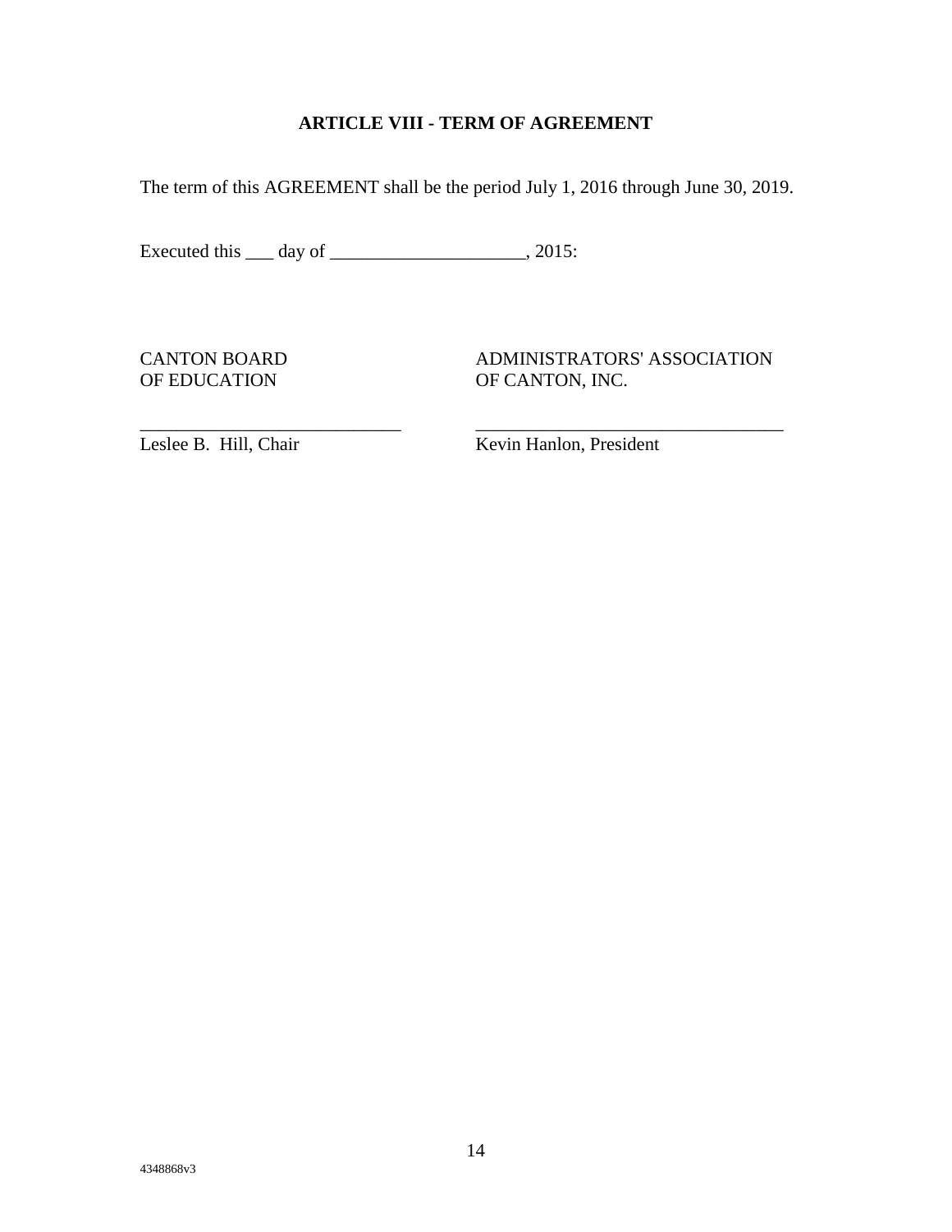## ARTICLE VIII - TERM OF AGREEMENT

The term of this AGREEMENT shall be the period July 1, 2016 through June 30, 2019.

Executed this ___ day of ____________________, 2015:

| CANTON BOARD OF EDUCATION | ADMINISTRATORS' ASSOCIATION OF CANTON, INC. |
|---|---|
| ____________________________ | ________________________________ |
| Leslee B. Hill, Chair | Kevin Hanlon, President |

4348868v3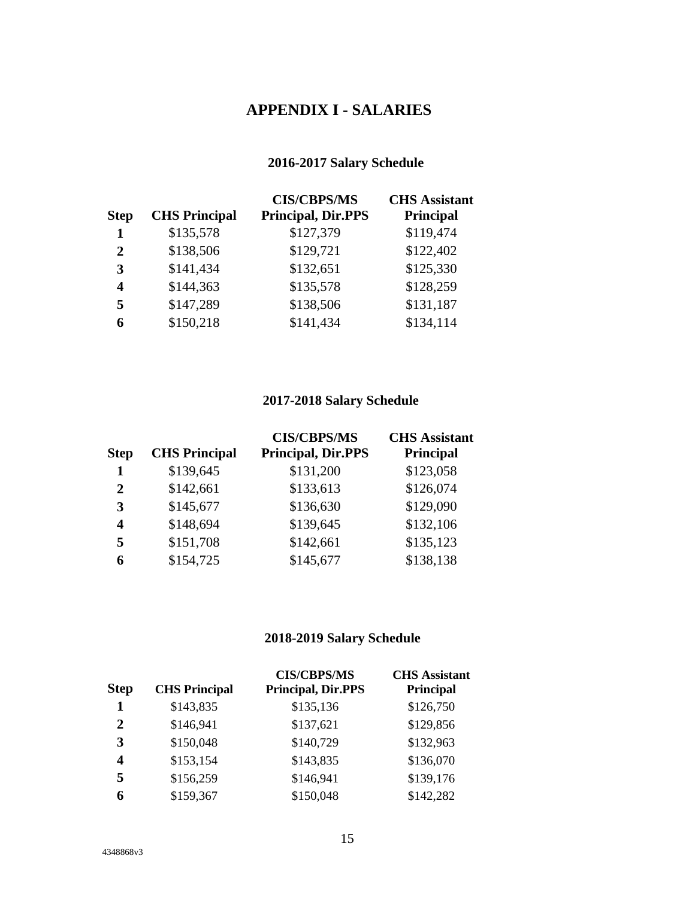# APPENDIX I - SALARIES

## 2016-2017 Salary Schedule

| Step | CHS Principal | CIS/CBPS/MS Principal, Dir.PPS | CHS Assistant Principal |
|---|---|---|---|
| **1** | $135,578 | $127,379 | $119,474 |
| **2** | $138,506 | $129,721 | $122,402 |
| **3** | $141,434 | $132,651 | $125,330 |
| **4** | $144,363 | $135,578 | $128,259 |
| **5** | $147,289 | $138,506 | $131,187 |
| **6** | $150,218 | $141,434 | $134,114 |

## 2017-2018 Salary Schedule

| Step | CHS Principal | CIS/CBPS/MS Principal, Dir.PPS | CHS Assistant Principal |
|---|---|---|---|
| **1** | $139,645 | $131,200 | $123,058 |
| **2** | $142,661 | $133,613 | $126,074 |
| **3** | $145,677 | $136,630 | $129,090 |
| **4** | $148,694 | $139,645 | $132,106 |
| **5** | $151,708 | $142,661 | $135,123 |
| **6** | $154,725 | $145,677 | $138,138 |

## 2018-2019 Salary Schedule

| Step | CHS Principal | CIS/CBPS/MS Principal, Dir.PPS | CHS Assistant Principal |
|---|---|---|---|
| **1** | $143,835 | $135,136 | $126,750 |
| **2** | $146,941 | $137,621 | $129,856 |
| **3** | $150,048 | $140,729 | $132,963 |
| **4** | $153,154 | $143,835 | $136,070 |
| **5** | $156,259 | $146,941 | $139,176 |
| **6** | $159,367 | $150,048 | $142,282 |

4348868v3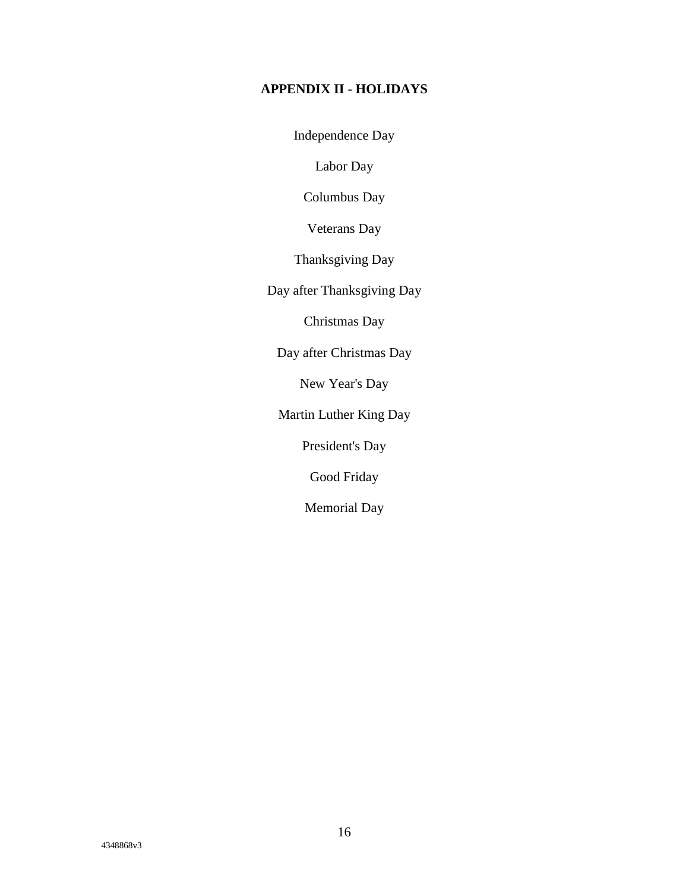## APPENDIX II - HOLIDAYS

Independence Day

Labor Day

Columbus Day

Veterans Day

Thanksgiving Day

Day after Thanksgiving Day

Christmas Day

Day after Christmas Day

New Year's Day

Martin Luther King Day

President's Day

Good Friday

Memorial Day

4348868v3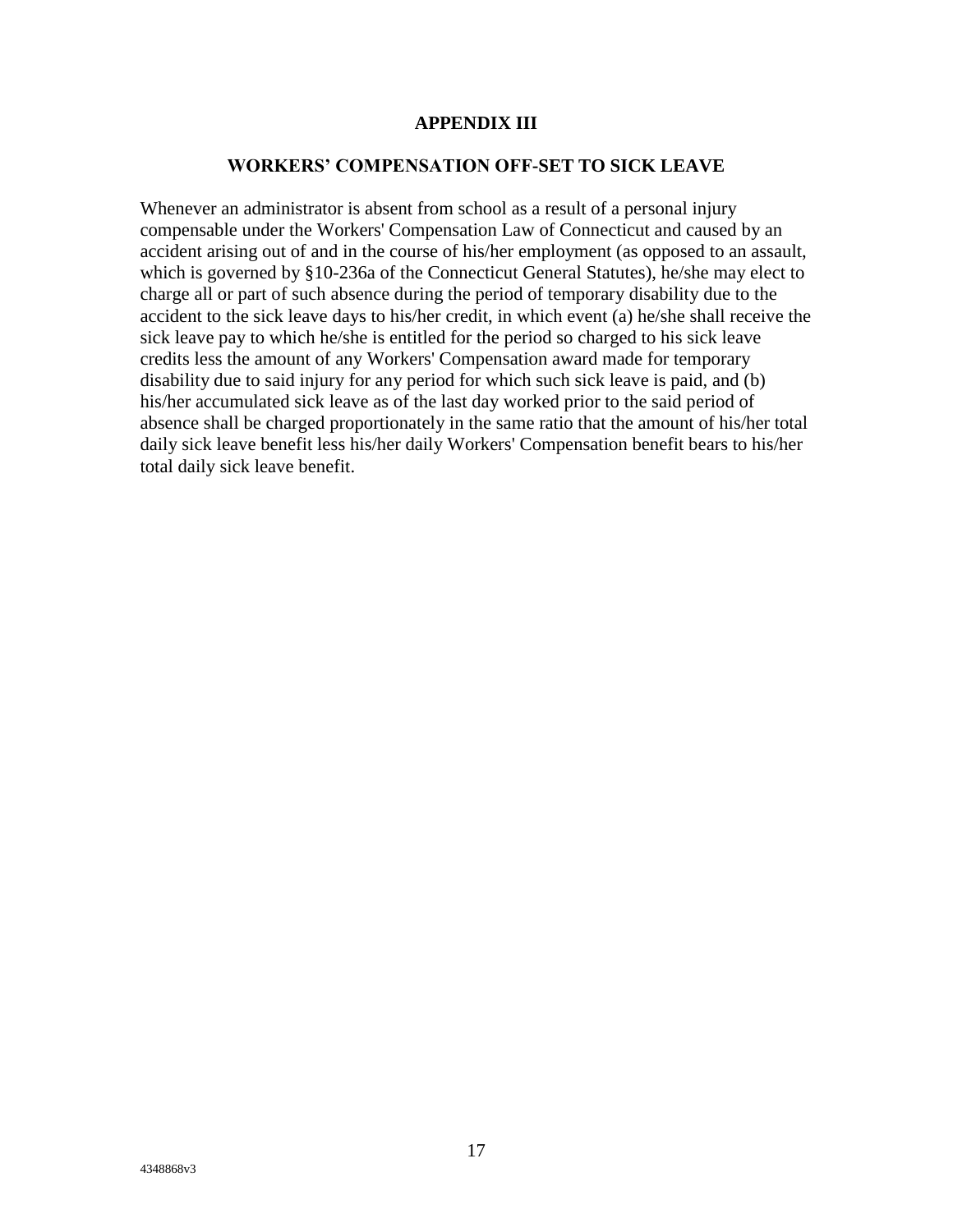# APPENDIX III

## WORKERS' COMPENSATION OFF-SET TO SICK LEAVE

Whenever an administrator is absent from school as a result of a personal injury compensable under the Workers' Compensation Law of Connecticut and caused by an accident arising out of and in the course of his/her employment (as opposed to an assault, which is governed by §10-236a of the Connecticut General Statutes), he/she may elect to charge all or part of such absence during the period of temporary disability due to the accident to the sick leave days to his/her credit, in which event (a) he/she shall receive the sick leave pay to which he/she is entitled for the period so charged to his sick leave credits less the amount of any Workers' Compensation award made for temporary disability due to said injury for any period for which such sick leave is paid, and (b) his/her accumulated sick leave as of the last day worked prior to the said period of absence shall be charged proportionately in the same ratio that the amount of his/her total daily sick leave benefit less his/her daily Workers' Compensation benefit bears to his/her total daily sick leave benefit.